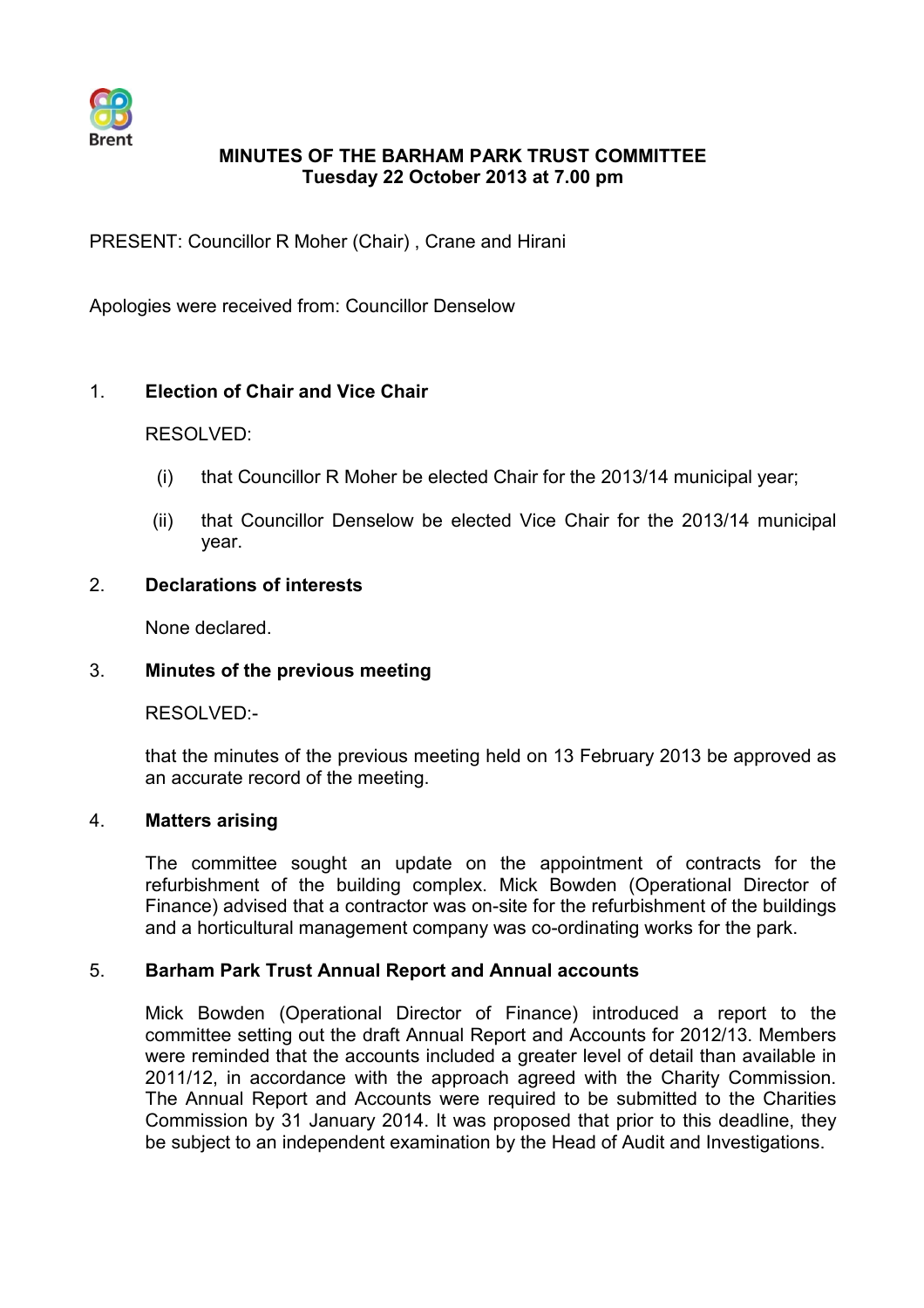**MINUTES OF THE BARHAM PARK TRUST COMMITTEE**
**Tuesday 22 October 2013 at 7.00 pm**

PRESENT: Councillor R Moher (Chair) , Crane and Hirani

Apologies were received from: Councillor Denselow

## 1. Election of Chair and Vice Chair

RESOLVED:

(i) that Councillor R Moher be elected Chair for the 2013/14 municipal year;

(ii) that Councillor Denselow be elected Vice Chair for the 2013/14 municipal year.

## 2. Declarations of interests

None declared.

## 3. Minutes of the previous meeting

RESOLVED:-

that the minutes of the previous meeting held on 13 February 2013 be approved as an accurate record of the meeting.

## 4. Matters arising

The committee sought an update on the appointment of contracts for the refurbishment of the building complex. Mick Bowden (Operational Director of Finance) advised that a contractor was on-site for the refurbishment of the buildings and a horticultural management company was co-ordinating works for the park.

## 5. Barham Park Trust Annual Report and Annual accounts

Mick Bowden (Operational Director of Finance) introduced a report to the committee setting out the draft Annual Report and Accounts for 2012/13. Members were reminded that the accounts included a greater level of detail than available in 2011/12, in accordance with the approach agreed with the Charity Commission. The Annual Report and Accounts were required to be submitted to the Charities Commission by 31 January 2014. It was proposed that prior to this deadline, they be subject to an independent examination by the Head of Audit and Investigations.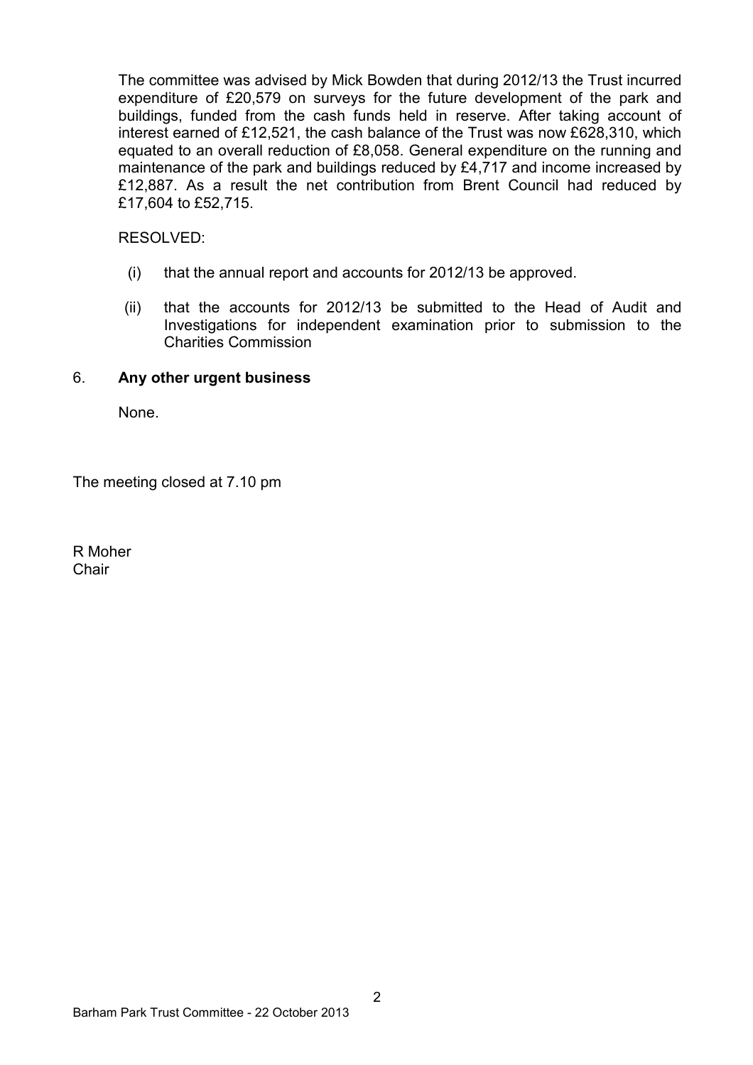The committee was advised by Mick Bowden that during 2012/13 the Trust incurred expenditure of £20,579 on surveys for the future development of the park and buildings, funded from the cash funds held in reserve. After taking account of interest earned of £12,521, the cash balance of the Trust was now £628,310, which equated to an overall reduction of £8,058. General expenditure on the running and maintenance of the park and buildings reduced by £4,717 and income increased by £12,887. As a result the net contribution from Brent Council had reduced by £17,604 to £52,715.

RESOLVED:

(i) that the annual report and accounts for 2012/13 be approved.

(ii) that the accounts for 2012/13 be submitted to the Head of Audit and Investigations for independent examination prior to submission to the Charities Commission

## 6. **Any other urgent business**

None.

The meeting closed at 7.10 pm

R Moher
Chair